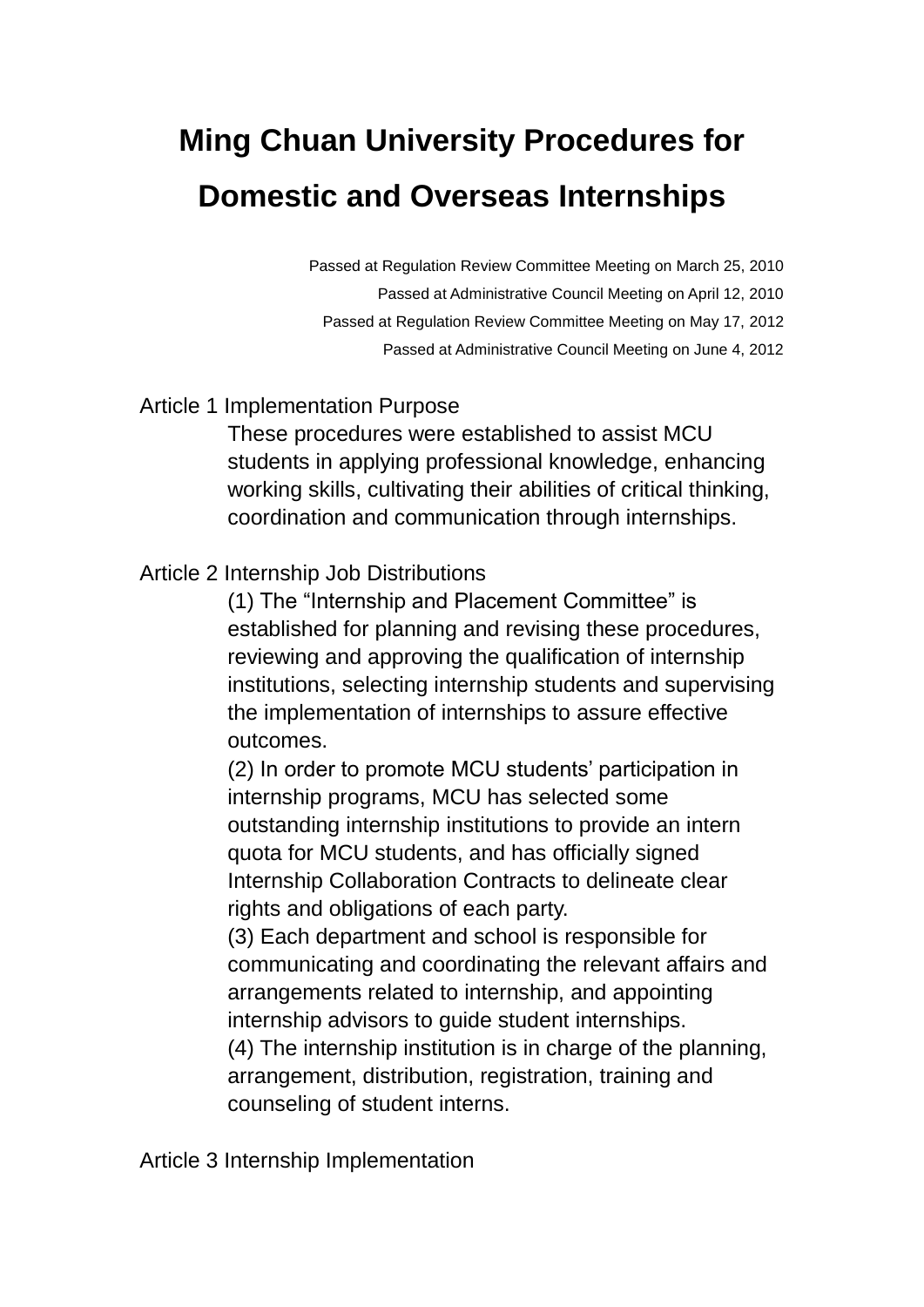# Ming Chuan University Procedures for Domestic and Overseas Internships

Passed at Regulation Review Committee Meeting on March 25, 2010
Passed at Administrative Council Meeting on April 12, 2010
Passed at Regulation Review Committee Meeting on May 17, 2012
Passed at Administrative Council Meeting on June 4, 2012

Article 1 Implementation Purpose

These procedures were established to assist MCU students in applying professional knowledge, enhancing working skills, cultivating their abilities of critical thinking, coordination and communication through internships.

Article 2 Internship Job Distributions

(1) The “Internship and Placement Committee” is established for planning and revising these procedures, reviewing and approving the qualification of internship institutions, selecting internship students and supervising the implementation of internships to assure effective outcomes.

(2) In order to promote MCU students’ participation in internship programs, MCU has selected some outstanding internship institutions to provide an intern quota for MCU students, and has officially signed Internship Collaboration Contracts to delineate clear rights and obligations of each party.

(3) Each department and school is responsible for communicating and coordinating the relevant affairs and arrangements related to internship, and appointing internship advisors to guide student internships.

(4) The internship institution is in charge of the planning, arrangement, distribution, registration, training and counseling of student interns.

Article 3 Internship Implementation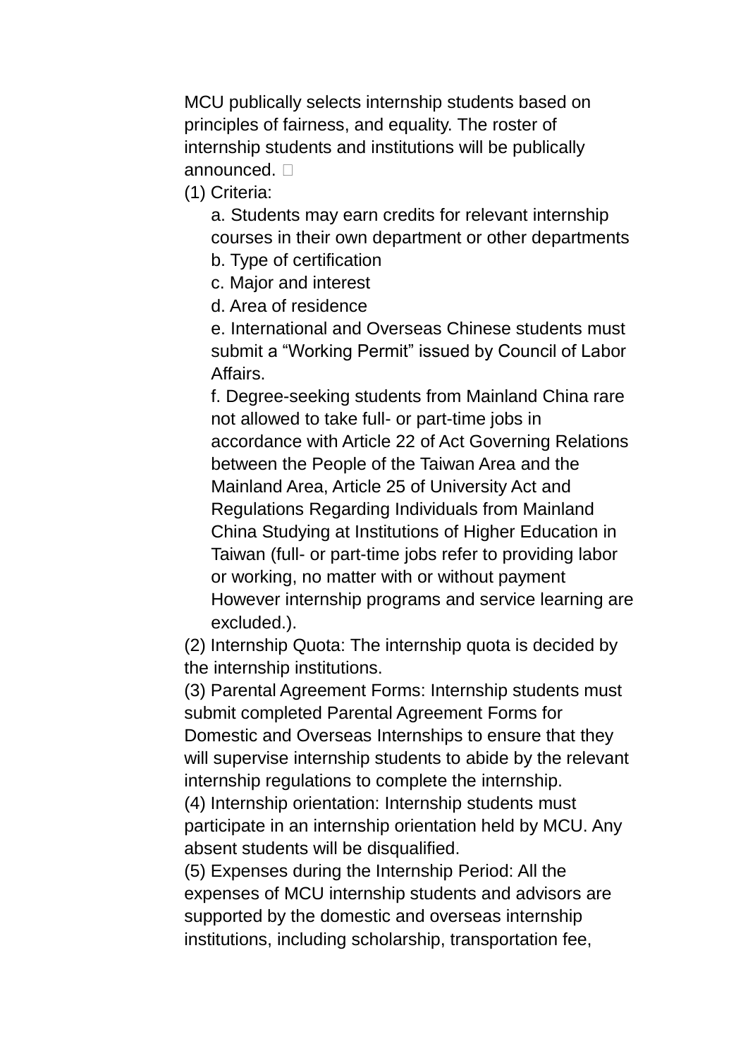MCU publically selects internship students based on principles of fairness, and equality. The roster of internship students and institutions will be publically announced. 

(1) Criteria:

a. Students may earn credits for relevant internship courses in their own department or other departments

b. Type of certification

c. Major and interest

d. Area of residence

e. International and Overseas Chinese students must submit a “Working Permit” issued by Council of Labor Affairs.

f. Degree-seeking students from Mainland China rare not allowed to take full- or part-time jobs in accordance with Article 22 of Act Governing Relations between the People of the Taiwan Area and the Mainland Area, Article 25 of University Act and Regulations Regarding Individuals from Mainland China Studying at Institutions of Higher Education in Taiwan (full- or part-time jobs refer to providing labor or working, no matter with or without payment However internship programs and service learning are excluded.).

(2) Internship Quota: The internship quota is decided by the internship institutions.

(3) Parental Agreement Forms: Internship students must submit completed Parental Agreement Forms for Domestic and Overseas Internships to ensure that they will supervise internship students to abide by the relevant internship regulations to complete the internship.

(4) Internship orientation: Internship students must participate in an internship orientation held by MCU. Any absent students will be disqualified.

(5) Expenses during the Internship Period: All the expenses of MCU internship students and advisors are supported by the domestic and overseas internship institutions, including scholarship, transportation fee,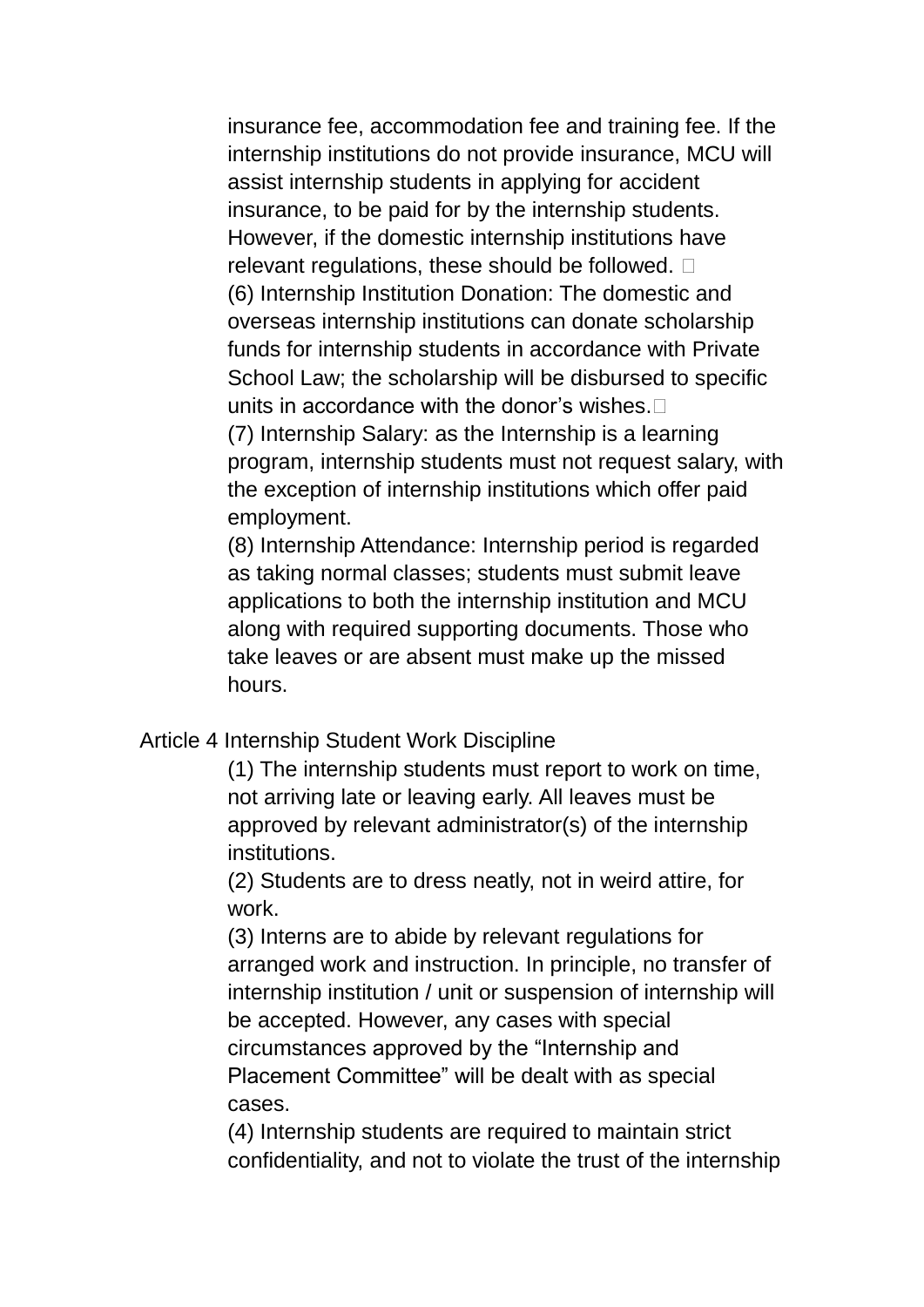insurance fee, accommodation fee and training fee. If the internship institutions do not provide insurance, MCU will assist internship students in applying for accident insurance, to be paid for by the internship students. However, if the domestic internship institutions have relevant regulations, these should be followed.

(6) Internship Institution Donation: The domestic and overseas internship institutions can donate scholarship funds for internship students in accordance with Private School Law; the scholarship will be disbursed to specific units in accordance with the donor's wishes.

(7) Internship Salary: as the Internship is a learning program, internship students must not request salary, with the exception of internship institutions which offer paid employment.

(8) Internship Attendance: Internship period is regarded as taking normal classes; students must submit leave applications to both the internship institution and MCU along with required supporting documents. Those who take leaves or are absent must make up the missed hours.

Article 4 Internship Student Work Discipline

(1) The internship students must report to work on time, not arriving late or leaving early. All leaves must be approved by relevant administrator(s) of the internship institutions.

(2) Students are to dress neatly, not in weird attire, for work.

(3) Interns are to abide by relevant regulations for arranged work and instruction. In principle, no transfer of internship institution / unit or suspension of internship will be accepted. However, any cases with special circumstances approved by the "Internship and Placement Committee" will be dealt with as special cases.

(4) Internship students are required to maintain strict confidentiality, and not to violate the trust of the internship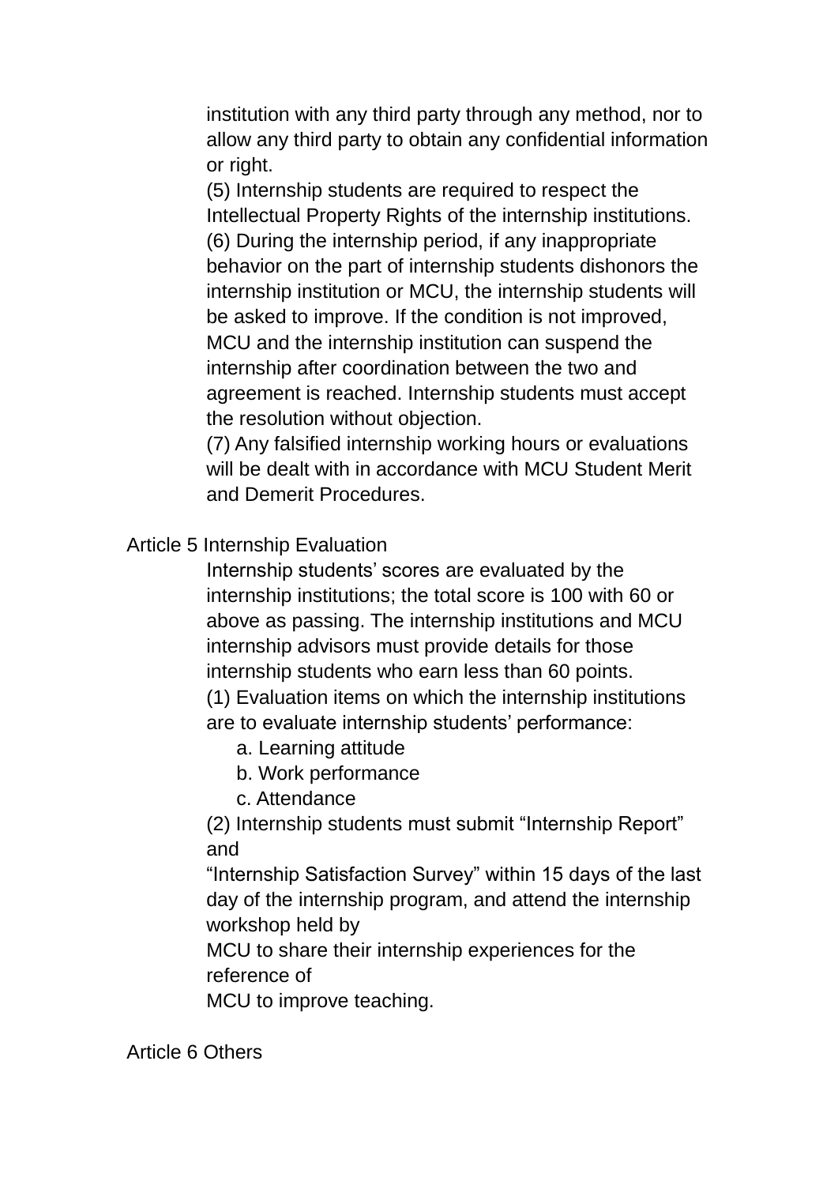institution with any third party through any method, nor to allow any third party to obtain any confidential information or right.

(5) Internship students are required to respect the Intellectual Property Rights of the internship institutions.

(6) During the internship period, if any inappropriate behavior on the part of internship students dishonors the internship institution or MCU, the internship students will be asked to improve. If the condition is not improved, MCU and the internship institution can suspend the internship after coordination between the two and agreement is reached. Internship students must accept the resolution without objection.

(7) Any falsified internship working hours or evaluations will be dealt with in accordance with MCU Student Merit and Demerit Procedures.

Article 5 Internship Evaluation

Internship students' scores are evaluated by the internship institutions; the total score is 100 with 60 or above as passing. The internship institutions and MCU internship advisors must provide details for those internship students who earn less than 60 points.

(1) Evaluation items on which the internship institutions are to evaluate internship students' performance:

a. Learning attitude

b. Work performance

c. Attendance

(2) Internship students must submit "Internship Report" and "Internship Satisfaction Survey" within 15 days of the last day of the internship program, and attend the internship workshop held by MCU to share their internship experiences for the reference of MCU to improve teaching.

Article 6 Others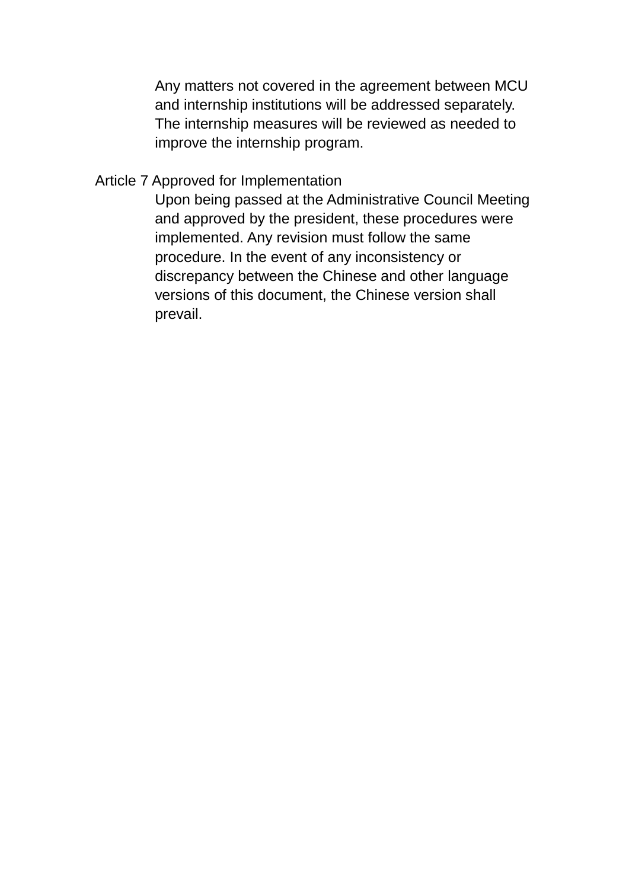Any matters not covered in the agreement between MCU and internship institutions will be addressed separately. The internship measures will be reviewed as needed to improve the internship program.

Article 7 Approved for Implementation

Upon being passed at the Administrative Council Meeting and approved by the president, these procedures were implemented. Any revision must follow the same procedure. In the event of any inconsistency or discrepancy between the Chinese and other language versions of this document, the Chinese version shall prevail.